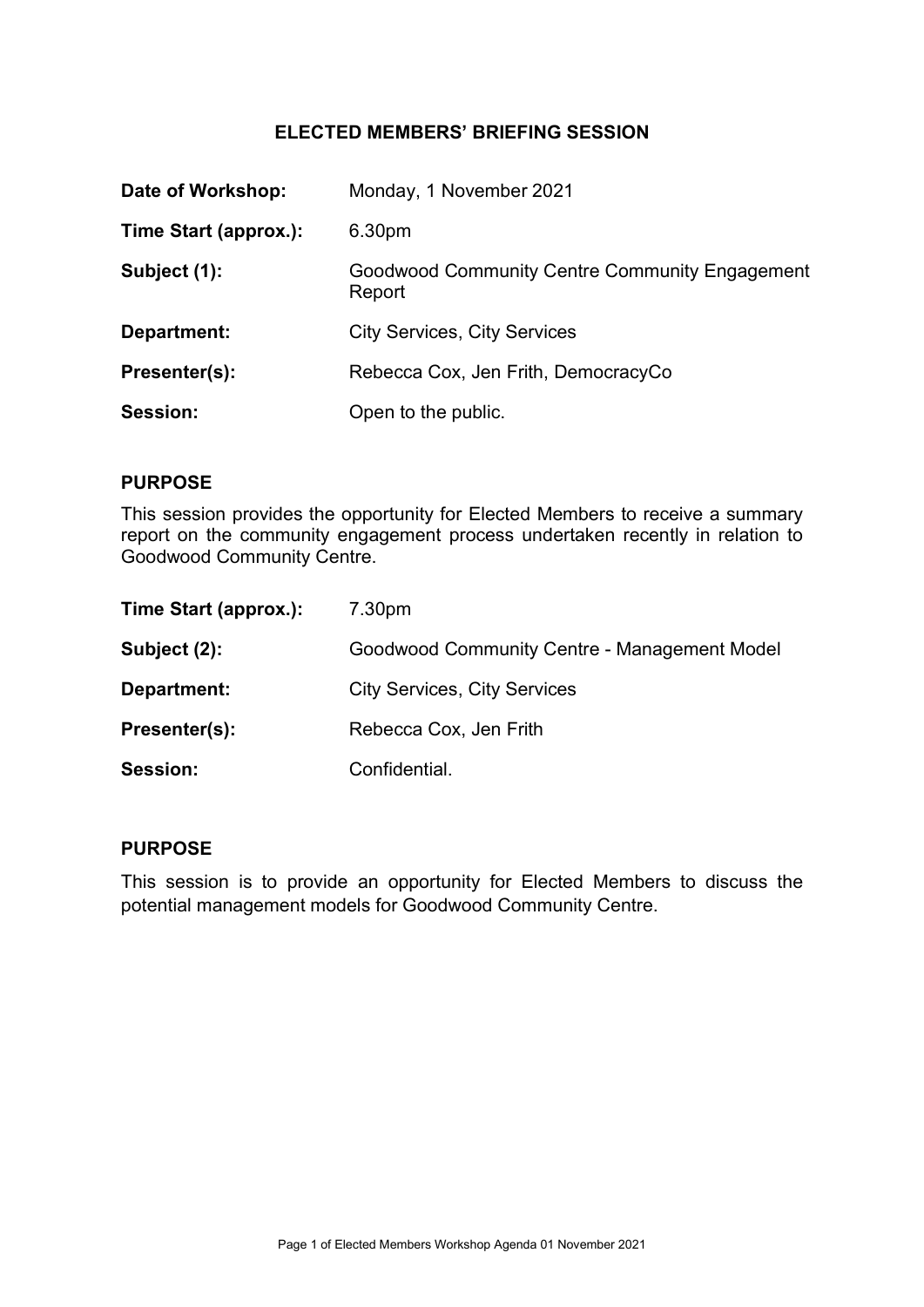# ELECTED MEMBERS' BRIEFING SESSION

**Date of Workshop:** Monday, 1 November 2021

**Time Start (approx.):** 6.30pm

**Subject (1):** Goodwood Community Centre Community Engagement Report

**Department:** City Services, City Services

**Presenter(s):** Rebecca Cox, Jen Frith, DemocracyCo

**Session:** Open to the public.

## PURPOSE

This session provides the opportunity for Elected Members to receive a summary report on the community engagement process undertaken recently in relation to Goodwood Community Centre.

**Time Start (approx.):** 7.30pm

**Subject (2):** Goodwood Community Centre - Management Model

**Department:** City Services, City Services

**Presenter(s):** Rebecca Cox, Jen Frith

**Session:** Confidential.

## PURPOSE

This session is to provide an opportunity for Elected Members to discuss the potential management models for Goodwood Community Centre.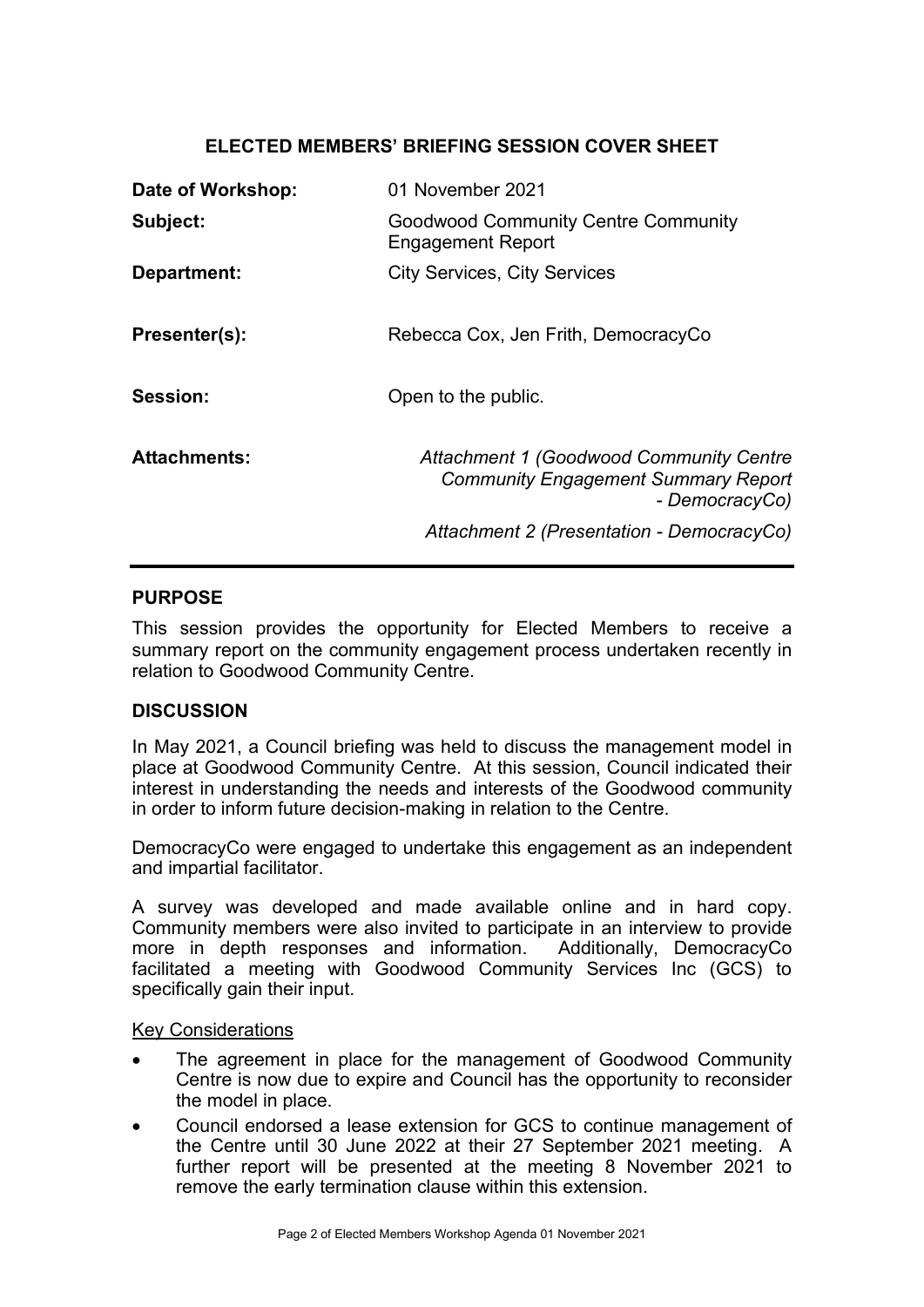## ELECTED MEMBERS' BRIEFING SESSION COVER SHEET

| | |
|---|---|
| **Date of Workshop:** | 01 November 2021 |
| **Subject:** | Goodwood Community Centre Community Engagement Report |
| **Department:** | City Services, City Services |
| **Presenter(s):** | Rebecca Cox, Jen Frith, DemocracyCo |
| **Session:** | Open to the public. |
| **Attachments:** | *Attachment 1 (Goodwood Community Centre Community Engagement Summary Report - DemocracyCo)*<br>*Attachment 2 (Presentation - DemocracyCo)* |

### PURPOSE

This session provides the opportunity for Elected Members to receive a summary report on the community engagement process undertaken recently in relation to Goodwood Community Centre.

### DISCUSSION

In May 2021, a Council briefing was held to discuss the management model in place at Goodwood Community Centre. At this session, Council indicated their interest in understanding the needs and interests of the Goodwood community in order to inform future decision-making in relation to the Centre.

DemocracyCo were engaged to undertake this engagement as an independent and impartial facilitator.

A survey was developed and made available online and in hard copy. Community members were also invited to participate in an interview to provide more in depth responses and information. Additionally, DemocracyCo facilitated a meeting with Goodwood Community Services Inc (GCS) to specifically gain their input.

Key Considerations

- The agreement in place for the management of Goodwood Community Centre is now due to expire and Council has the opportunity to reconsider the model in place.
- Council endorsed a lease extension for GCS to continue management of the Centre until 30 June 2022 at their 27 September 2021 meeting. A further report will be presented at the meeting 8 November 2021 to remove the early termination clause within this extension.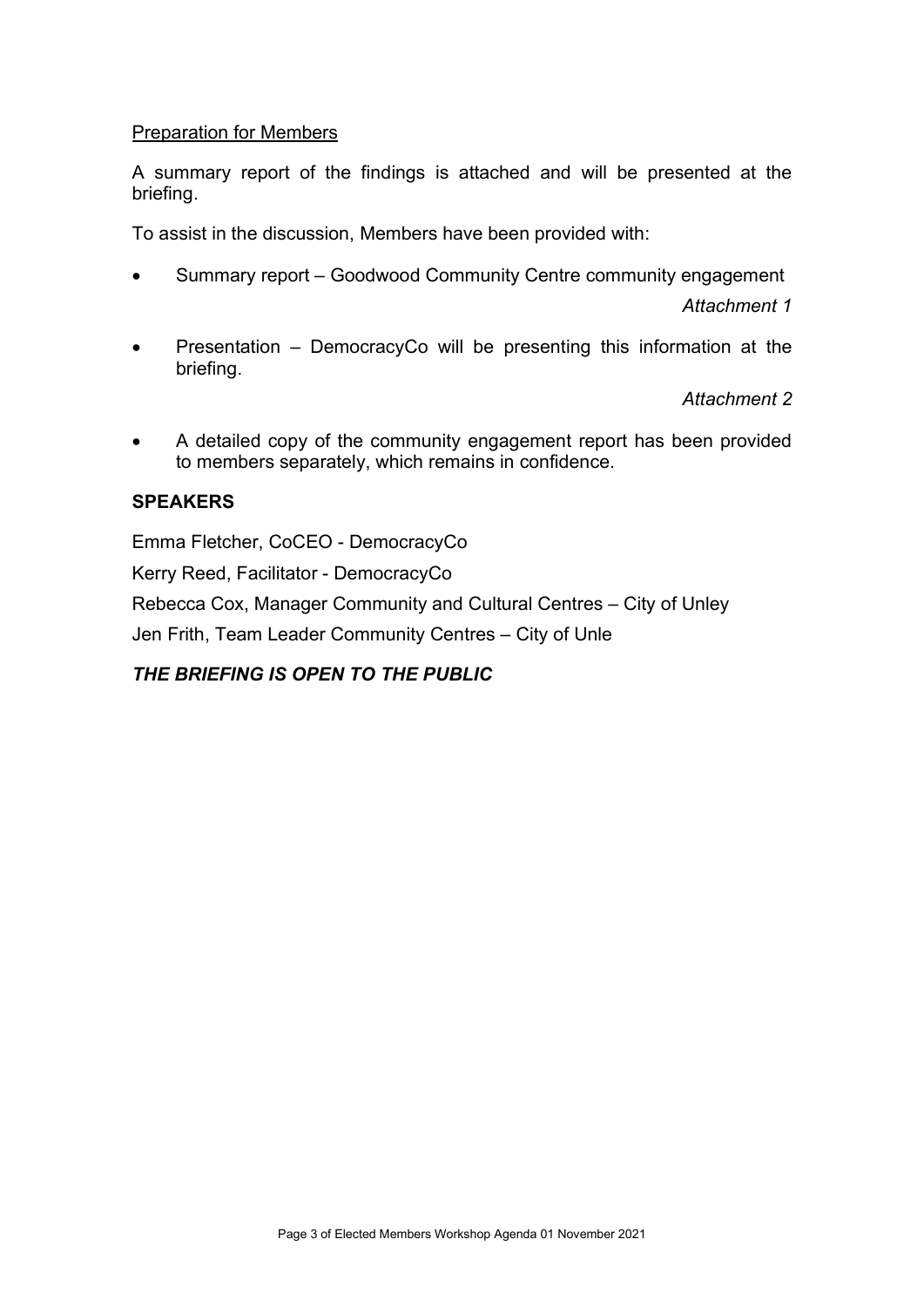Preparation for Members

A summary report of the findings is attached and will be presented at the briefing.

To assist in the discussion, Members have been provided with:

- Summary report – Goodwood Community Centre community engagement

  *Attachment 1*

- Presentation – DemocracyCo will be presenting this information at the briefing.

  *Attachment 2*

- A detailed copy of the community engagement report has been provided to members separately, which remains in confidence.

## SPEAKERS

Emma Fletcher, CoCEO - DemocracyCo

Kerry Reed, Facilitator - DemocracyCo

Rebecca Cox, Manager Community and Cultural Centres – City of Unley

Jen Frith, Team Leader Community Centres – City of Unle

***THE BRIEFING IS OPEN TO THE PUBLIC***